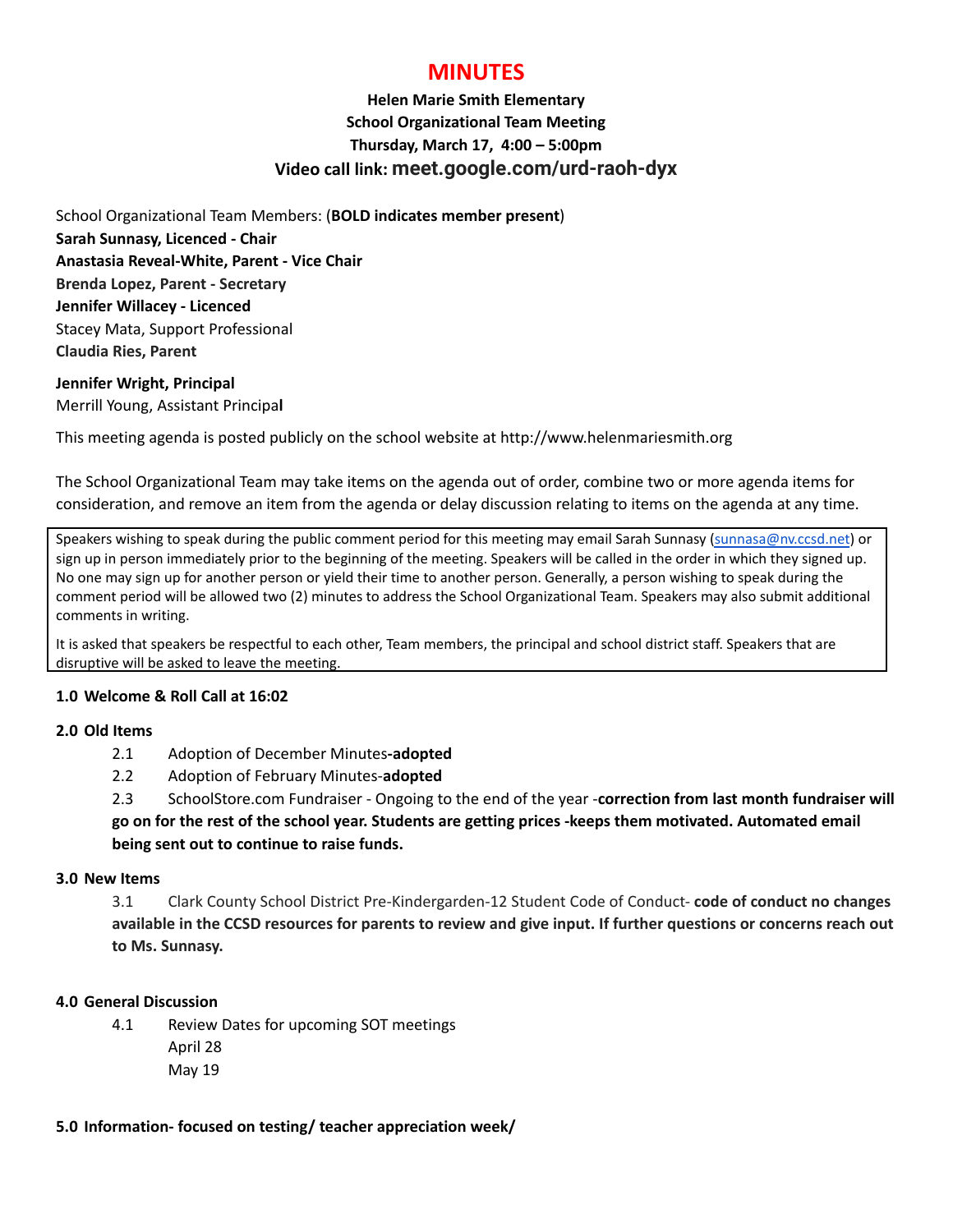# MINUTES

**Helen Marie Smith Elementary**
**School Organizational Team Meeting**
**Thursday, March 17, 4:00 – 5:00pm**
**Video call link: meet.google.com/urd-raoh-dyx**

School Organizational Team Members: (**BOLD indicates member present**)
**Sarah Sunnasy, Licenced - Chair**
**Anastasia Reveal-White, Parent - Vice Chair**
**Brenda Lopez, Parent - Secretary**
**Jennifer Willacey - Licenced**
Stacey Mata, Support Professional
**Claudia Ries, Parent**

**Jennifer Wright, Principal**
Merrill Young, Assistant Principa**l**

This meeting agenda is posted publicly on the school website at http://www.helenmariesmith.org

The School Organizational Team may take items on the agenda out of order, combine two or more agenda items for consideration, and remove an item from the agenda or delay discussion relating to items on the agenda at any time.

Speakers wishing to speak during the public comment period for this meeting may email Sarah Sunnasy (sunnasa@nv.ccsd.net) or sign up in person immediately prior to the beginning of the meeting. Speakers will be called in the order in which they signed up. No one may sign up for another person or yield their time to another person. Generally, a person wishing to speak during the comment period will be allowed two (2) minutes to address the School Organizational Team. Speakers may also submit additional comments in writing.

It is asked that speakers be respectful to each other, Team members, the principal and school district staff. Speakers that are disruptive will be asked to leave the meeting.

**1.0 Welcome & Roll Call at 16:02**

**2.0 Old Items**

2.1 Adoption of December Minutes**-adopted**

2.2 Adoption of February Minutes-**adopted**

2.3 SchoolStore.com Fundraiser - Ongoing to the end of the year -**correction from last month fundraiser will go on for the rest of the school year. Students are getting prices -keeps them motivated. Automated email being sent out to continue to raise funds.**

**3.0 New Items**

3.1 Clark County School District Pre-Kindergarden-12 Student Code of Conduct- **code of conduct no changes available in the CCSD resources for parents to review and give input. If further questions or concerns reach out to Ms. Sunnasy.**

**4.0 General Discussion**

4.1 Review Dates for upcoming SOT meetings
April 28
May 19

**5.0 Information- focused on testing/ teacher appreciation week/**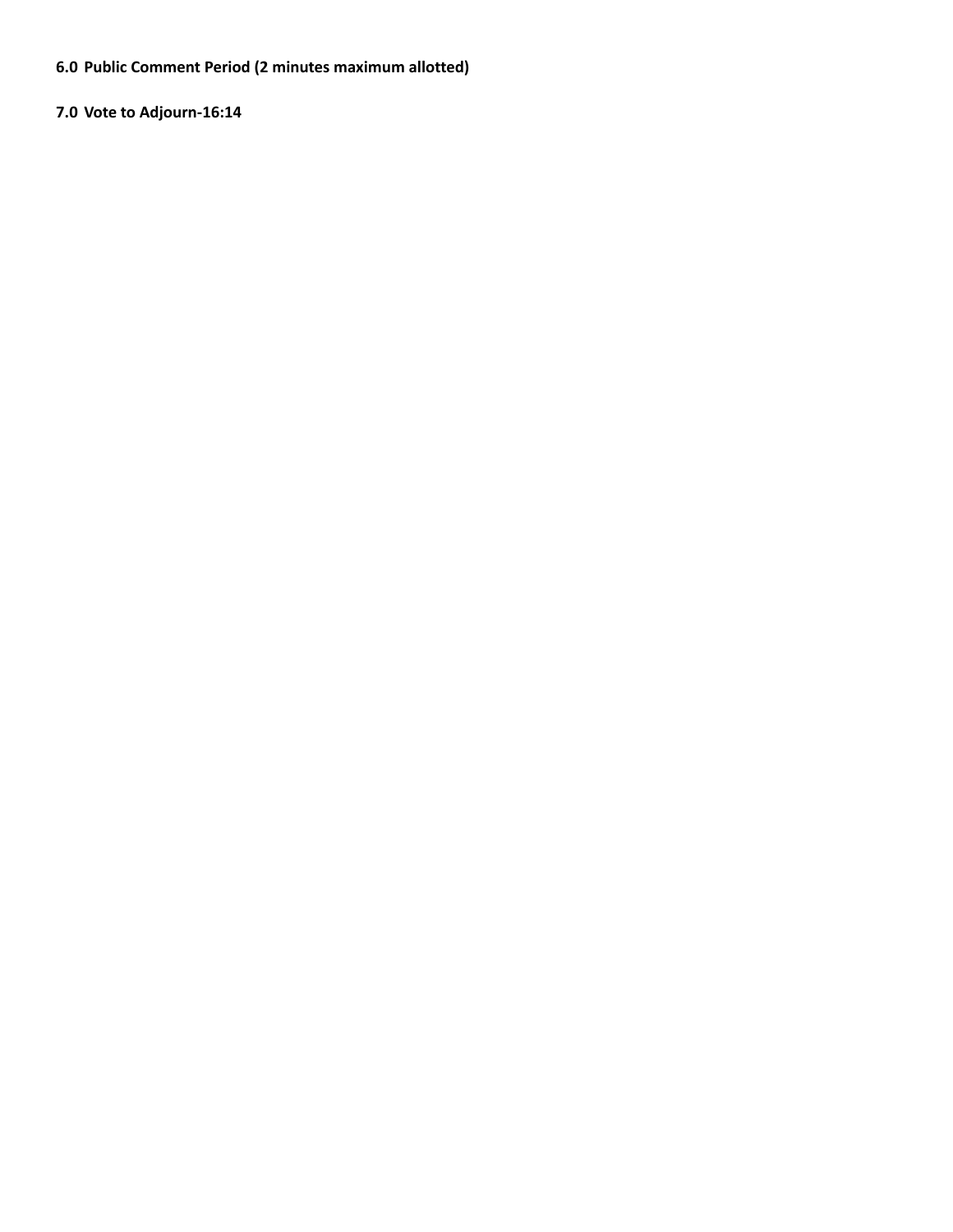**6.0 Public Comment Period (2 minutes maximum allotted)**

**7.0 Vote to Adjourn-16:14**